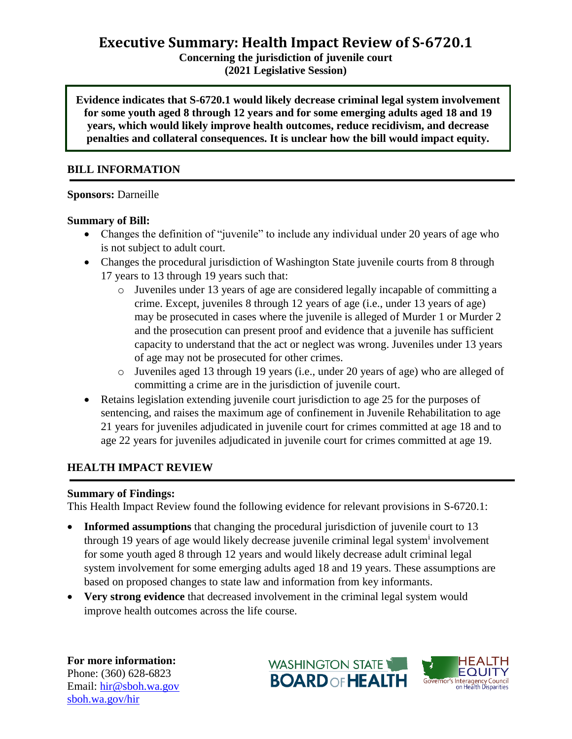# Executive Summary: Health Impact Review of S-6720.1

**Concerning the jurisdiction of juvenile court**
**(2021 Legislative Session)**

**Evidence indicates that S-6720.1 would likely decrease criminal legal system involvement for some youth aged 8 through 12 years and for some emerging adults aged 18 and 19 years, which would likely improve health outcomes, reduce recidivism, and decrease penalties and collateral consequences. It is unclear how the bill would impact equity.**

## BILL INFORMATION

**Sponsors:** Darneille

**Summary of Bill:**

- Changes the definition of "juvenile" to include any individual under 20 years of age who is not subject to adult court.
- Changes the procedural jurisdiction of Washington State juvenile courts from 8 through 17 years to 13 through 19 years such that:
  - Juveniles under 13 years of age are considered legally incapable of committing a crime. Except, juveniles 8 through 12 years of age (i.e., under 13 years of age) may be prosecuted in cases where the juvenile is alleged of Murder 1 or Murder 2 and the prosecution can present proof and evidence that a juvenile has sufficient capacity to understand that the act or neglect was wrong. Juveniles under 13 years of age may not be prosecuted for other crimes.
  - Juveniles aged 13 through 19 years (i.e., under 20 years of age) who are alleged of committing a crime are in the jurisdiction of juvenile court.
- Retains legislation extending juvenile court jurisdiction to age 25 for the purposes of sentencing, and raises the maximum age of confinement in Juvenile Rehabilitation to age 21 years for juveniles adjudicated in juvenile court for crimes committed at age 18 and to age 22 years for juveniles adjudicated in juvenile court for crimes committed at age 19.

## HEALTH IMPACT REVIEW

**Summary of Findings:**

This Health Impact Review found the following evidence for relevant provisions in S-6720.1:

- **Informed assumptions** that changing the procedural jurisdiction of juvenile court to 13 through 19 years of age would likely decrease juvenile criminal legal system[i] involvement for some youth aged 8 through 12 years and would likely decrease adult criminal legal system involvement for some emerging adults aged 18 and 19 years. These assumptions are based on proposed changes to state law and information from key informants.
- **Very strong evidence** that decreased involvement in the criminal legal system would improve health outcomes across the life course.

**For more information:**
Phone: (360) 628-6823
Email: hir@sboh.wa.gov
sboh.wa.gov/hir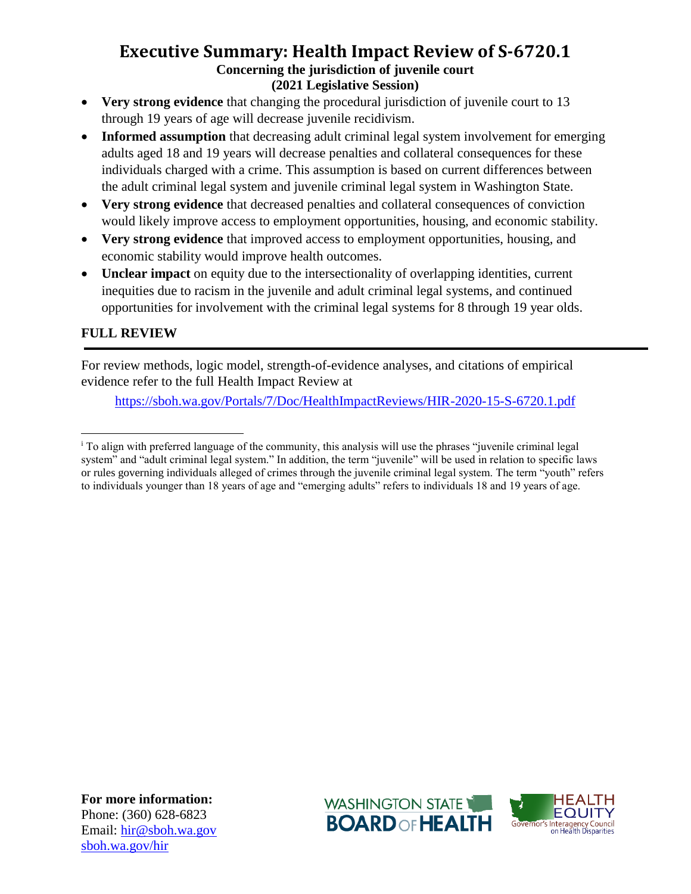# Executive Summary: Health Impact Review of S-6720.1

**Concerning the jurisdiction of juvenile court**
**(2021 Legislative Session)**

- **Very strong evidence** that changing the procedural jurisdiction of juvenile court to 13 through 19 years of age will decrease juvenile recidivism.
- **Informed assumption** that decreasing adult criminal legal system involvement for emerging adults aged 18 and 19 years will decrease penalties and collateral consequences for these individuals charged with a crime. This assumption is based on current differences between the adult criminal legal system and juvenile criminal legal system in Washington State.
- **Very strong evidence** that decreased penalties and collateral consequences of conviction would likely improve access to employment opportunities, housing, and economic stability.
- **Very strong evidence** that improved access to employment opportunities, housing, and economic stability would improve health outcomes.
- **Unclear impact** on equity due to the intersectionality of overlapping identities, current inequities due to racism in the juvenile and adult criminal legal systems, and continued opportunities for involvement with the criminal legal systems for 8 through 19 year olds.

## FULL REVIEW

For review methods, logic model, strength-of-evidence analyses, and citations of empirical evidence refer to the full Health Impact Review at

https://sboh.wa.gov/Portals/7/Doc/HealthImpactReviews/HIR-2020-15-S-6720.1.pdf

---

[i] To align with preferred language of the community, this analysis will use the phrases "juvenile criminal legal system" and "adult criminal legal system." In addition, the term "juvenile" will be used in relation to specific laws or rules governing individuals alleged of crimes through the juvenile criminal legal system. The term "youth" refers to individuals younger than 18 years of age and "emerging adults" refers to individuals 18 and 19 years of age.

**For more information:**
Phone: (360) 628-6823
Email: hir@sboh.wa.gov
sboh.wa.gov/hir

WASHINGTON STATE BOARD OF HEALTH

HEALTH EQUITY Governor's Interagency Council on Health Disparities